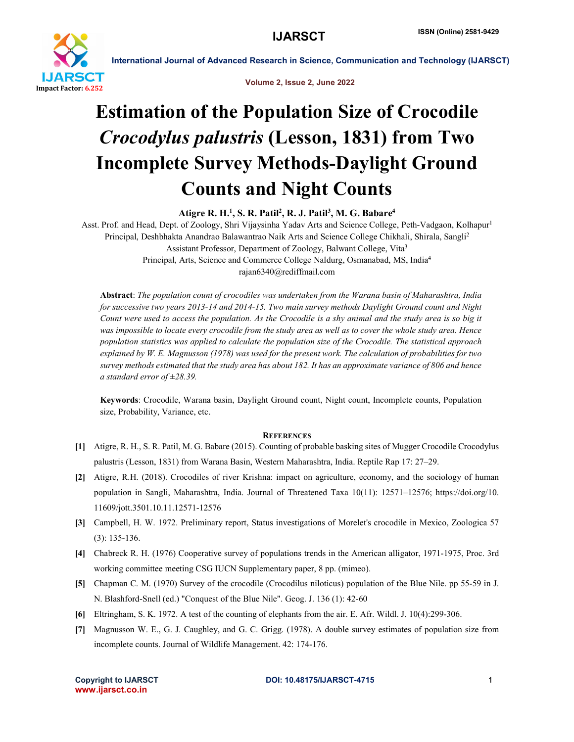# Estimation of the Population Size of Crocodile *Crocodylus palustris* (Lesson, 1831) from Two Incomplete Survey Methods-Daylight Ground Counts and Night Counts

**Atigre R. H.[1], S. R. Patil[2], R. J. Patil[3], M. G. Babare[4]**

Asst. Prof. and Head, Dept. of Zoology, Shri Vijaysinha Yadav Arts and Science College, Peth-Vadgaon, Kolhapur[1]
Principal, Deshbhakta Anandrao Balawantrao Naik Arts and Science College Chikhali, Shirala, Sangli[2]
Assistant Professor, Department of Zoology, Balwant College, Vita[3]
Principal, Arts, Science and Commerce College Naldurg, Osmanabad, MS, India[4]
rajan6340@rediffmail.com

**Abstract**: *The population count of crocodiles was undertaken from the Warana basin of Maharashtra, India for successive two years 2013-14 and 2014-15. Two main survey methods Daylight Ground count and Night Count were used to access the population. As the Crocodile is a shy animal and the study area is so big it was impossible to locate every crocodile from the study area as well as to cover the whole study area. Hence population statistics was applied to calculate the population size of the Crocodile. The statistical approach explained by W. E. Magnusson (1978) was used for the present work. The calculation of probabilities for two survey methods estimated that the study area has about 182. It has an approximate variance of 806 and hence a standard error of ±28.39.*

**Keywords**: Crocodile, Warana basin, Daylight Ground count, Night count, Incomplete counts, Population size, Probability, Variance, etc.

## References

[1] Atigre, R. H., S. R. Patil, M. G. Babare (2015). Counting of probable basking sites of Mugger Crocodile Crocodylus palustris (Lesson, 1831) from Warana Basin, Western Maharashtra, India. Reptile Rap 17: 27–29.

[2] Atigre, R.H. (2018). Crocodiles of river Krishna: impact on agriculture, economy, and the sociology of human population in Sangli, Maharashtra, India. Journal of Threatened Taxa 10(11): 12571–12576; https://doi.org/10.11609/jott.3501.10.11.12571-12576

[3] Campbell, H. W. 1972. Preliminary report, Status investigations of Morelet's crocodile in Mexico, Zoologica 57 (3): 135-136.

[4] Chabreck R. H. (1976) Cooperative survey of populations trends in the American alligator, 1971-1975, Proc. 3rd working committee meeting CSG IUCN Supplementary paper, 8 pp. (mimeo).

[5] Chapman C. M. (1970) Survey of the crocodile (Crocodilus niloticus) population of the Blue Nile. pp 55-59 in J. N. Blashford-Snell (ed.) "Conquest of the Blue Nile". Geog. J. 136 (1): 42-60

[6] Eltringham, S. K. 1972. A test of the counting of elephants from the air. E. Afr. Wildl. J. 10(4):299-306.

[7] Magnusson W. E., G. J. Caughley, and G. C. Grigg. (1978). A double survey estimates of population size from incomplete counts. Journal of Wildlife Management. 42: 174-176.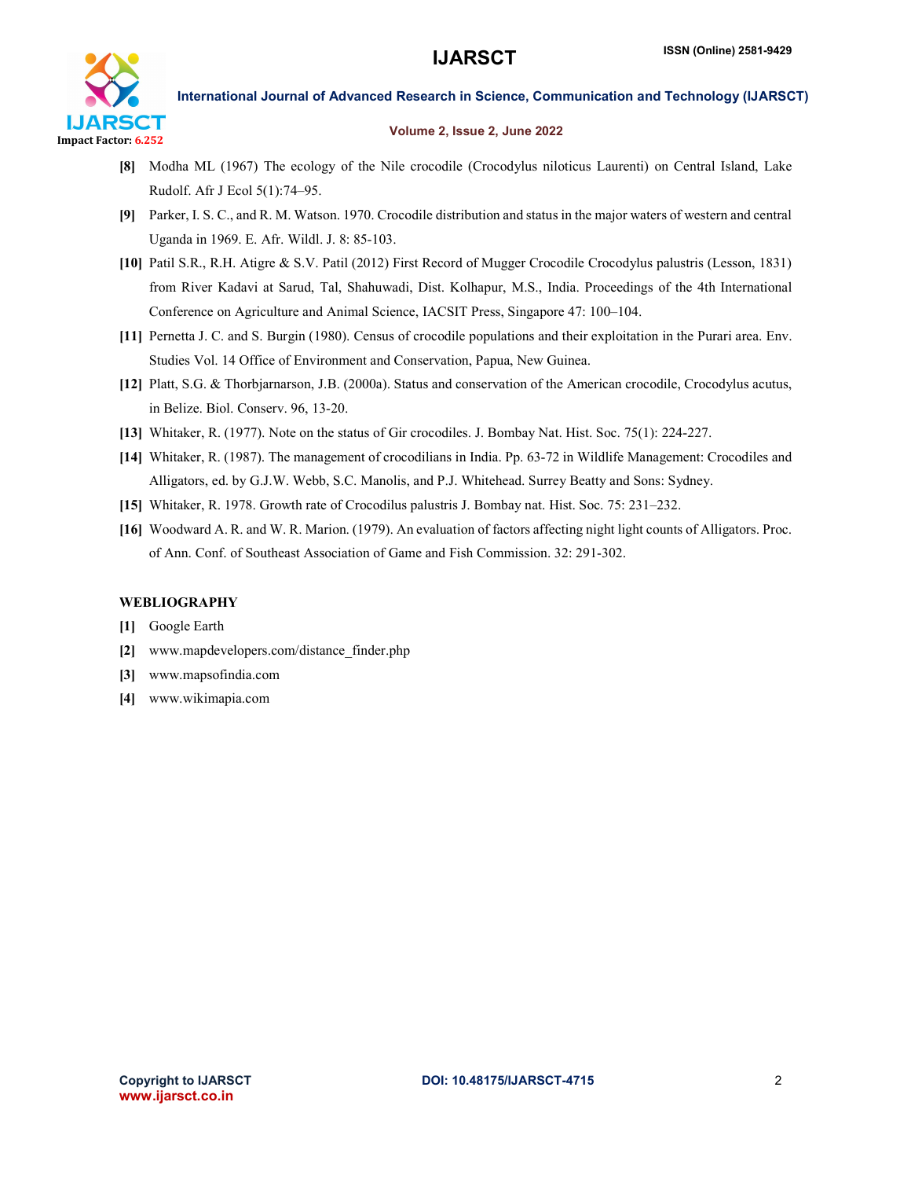[8] Modha ML (1967) The ecology of the Nile crocodile (Crocodylus niloticus Laurenti) on Central Island, Lake Rudolf. Afr J Ecol 5(1):74–95.

[9] Parker, I. S. C., and R. M. Watson. 1970. Crocodile distribution and status in the major waters of western and central Uganda in 1969. E. Afr. Wildl. J. 8: 85-103.

[10] Patil S.R., R.H. Atigre & S.V. Patil (2012) First Record of Mugger Crocodile Crocodylus palustris (Lesson, 1831) from River Kadavi at Sarud, Tal, Shahuwadi, Dist. Kolhapur, M.S., India. Proceedings of the 4th International Conference on Agriculture and Animal Science, IACSIT Press, Singapore 47: 100–104.

[11] Pernetta J. C. and S. Burgin (1980). Census of crocodile populations and their exploitation in the Purari area. Env. Studies Vol. 14 Office of Environment and Conservation, Papua, New Guinea.

[12] Platt, S.G. & Thorbjarnarson, J.B. (2000a). Status and conservation of the American crocodile, Crocodylus acutus, in Belize. Biol. Conserv. 96, 13-20.

[13] Whitaker, R. (1977). Note on the status of Gir crocodiles. J. Bombay Nat. Hist. Soc. 75(1): 224-227.

[14] Whitaker, R. (1987). The management of crocodilians in India. Pp. 63-72 in Wildlife Management: Crocodiles and Alligators, ed. by G.J.W. Webb, S.C. Manolis, and P.J. Whitehead. Surrey Beatty and Sons: Sydney.

[15] Whitaker, R. 1978. Growth rate of Crocodilus palustris J. Bombay nat. Hist. Soc. 75: 231–232.

[16] Woodward A. R. and W. R. Marion. (1979). An evaluation of factors affecting night light counts of Alligators. Proc. of Ann. Conf. of Southeast Association of Game and Fish Commission. 32: 291-302.

**WEBLIOGRAPHY**

[1] Google Earth

[2] www.mapdevelopers.com/distance_finder.php

[3] www.mapsofindia.com

[4] www.wikimapia.com